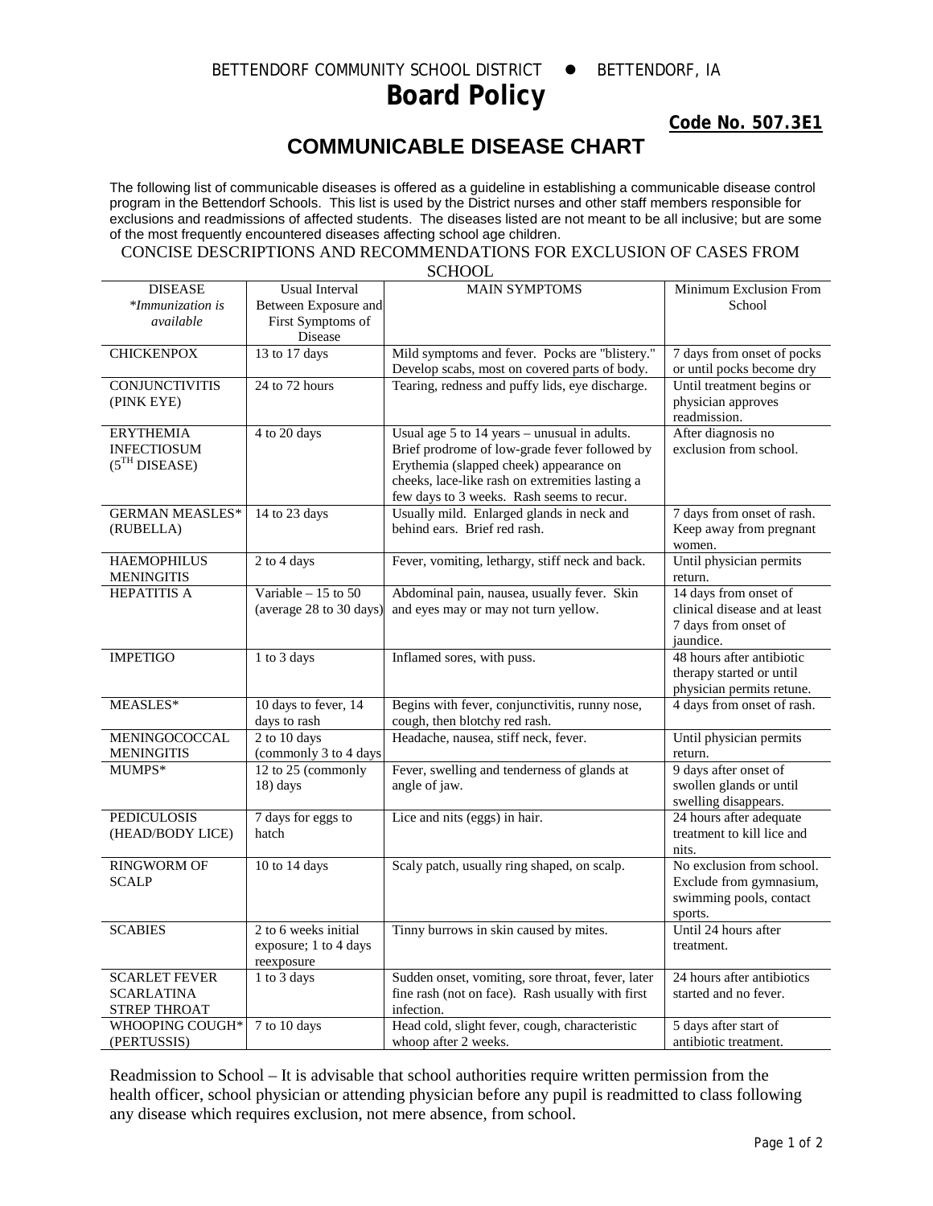BETTENDORF COMMUNITY SCHOOL DISTRICT ● BETTENDORF, IA

# Board Policy

**Code No. 507.3E1**

## COMMUNICABLE DISEASE CHART

The following list of communicable diseases is offered as a guideline in establishing a communicable disease control program in the Bettendorf Schools. This list is used by the District nurses and other staff members responsible for exclusions and readmissions of affected students. The diseases listed are not meant to be all inclusive; but are some of the most frequently encountered diseases affecting school age children.

CONCISE DESCRIPTIONS AND RECOMMENDATIONS FOR EXCLUSION OF CASES FROM SCHOOL

| DISEASE *\*Immunization is available* | Usual Interval Between Exposure and First Symptoms of Disease | MAIN SYMPTOMS | Minimum Exclusion From School |
|---|---|---|---|
| CHICKENPOX | 13 to 17 days | Mild symptoms and fever. Pocks are "blistery." Develop scabs, most on covered parts of body. | 7 days from onset of pocks or until pocks become dry |
| CONJUNCTIVITIS (PINK EYE) | 24 to 72 hours | Tearing, redness and puffy lids, eye discharge. | Until treatment begins or physician approves readmission. |
| ERYTHEMIA INFECTIOSUM (5TH DISEASE) | 4 to 20 days | Usual age 5 to 14 years – unusual in adults. Brief prodrome of low-grade fever followed by Erythemia (slapped cheek) appearance on cheeks, lace-like rash on extremities lasting a few days to 3 weeks. Rash seems to recur. | After diagnosis no exclusion from school. |
| GERMAN MEASLES* (RUBELLA) | 14 to 23 days | Usually mild. Enlarged glands in neck and behind ears. Brief red rash. | 7 days from onset of rash. Keep away from pregnant women. |
| HAEMOPHILUS MENINGITIS | 2 to 4 days | Fever, vomiting, lethargy, stiff neck and back. | Until physician permits return. |
| HEPATITIS A | Variable – 15 to 50 (average 28 to 30 days) | Abdominal pain, nausea, usually fever. Skin and eyes may or may not turn yellow. | 14 days from onset of clinical disease and at least 7 days from onset of jaundice. |
| IMPETIGO | 1 to 3 days | Inflamed sores, with puss. | 48 hours after antibiotic therapy started or until physician permits retune. |
| MEASLES* | 10 days to fever, 14 days to rash | Begins with fever, conjunctivitis, runny nose, cough, then blotchy red rash. | 4 days from onset of rash. |
| MENINGOCOCCAL MENINGITIS | 2 to 10 days (commonly 3 to 4 days | Headache, nausea, stiff neck, fever. | Until physician permits return. |
| MUMPS* | 12 to 25 (commonly 18) days | Fever, swelling and tenderness of glands at angle of jaw. | 9 days after onset of swollen glands or until swelling disappears. |
| PEDICULOSIS (HEAD/BODY LICE) | 7 days for eggs to hatch | Lice and nits (eggs) in hair. | 24 hours after adequate treatment to kill lice and nits. |
| RINGWORM OF SCALP | 10 to 14 days | Scaly patch, usually ring shaped, on scalp. | No exclusion from school. Exclude from gymnasium, swimming pools, contact sports. |
| SCABIES | 2 to 6 weeks initial exposure; 1 to 4 days reexposure | Tinny burrows in skin caused by mites. | Until 24 hours after treatment. |
| SCARLET FEVER SCARLATINA STREP THROAT | 1 to 3 days | Sudden onset, vomiting, sore throat, fever, later fine rash (not on face). Rash usually with first infection. | 24 hours after antibiotics started and no fever. |
| WHOOPING COUGH* (PERTUSSIS) | 7 to 10 days | Head cold, slight fever, cough, characteristic whoop after 2 weeks. | 5 days after start of antibiotic treatment. |

Readmission to School – It is advisable that school authorities require written permission from the health officer, school physician or attending physician before any pupil is readmitted to class following any disease which requires exclusion, not mere absence, from school.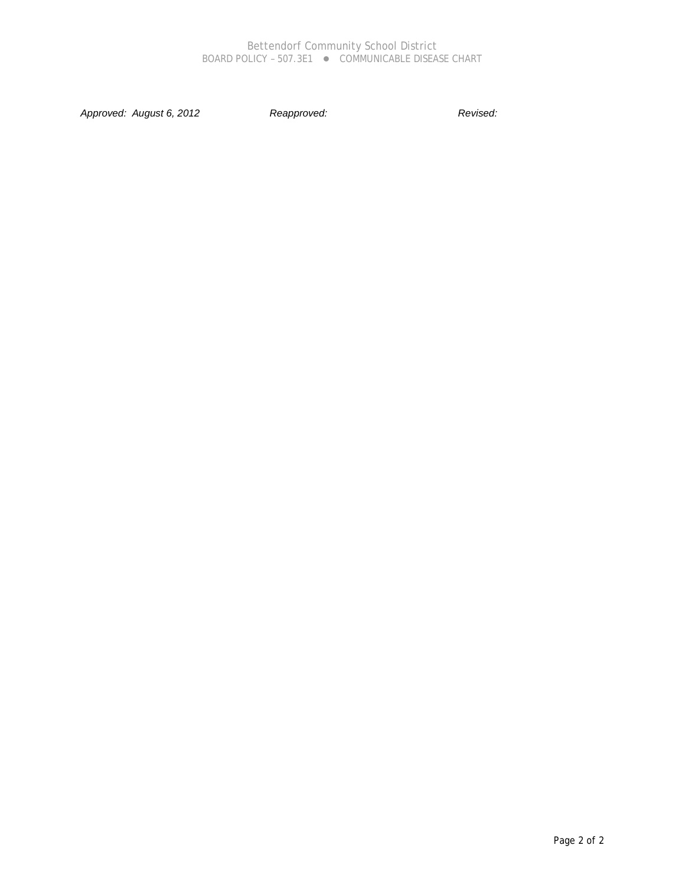*Approved: August 6, 2012* *Reapproved:* *Revised:*